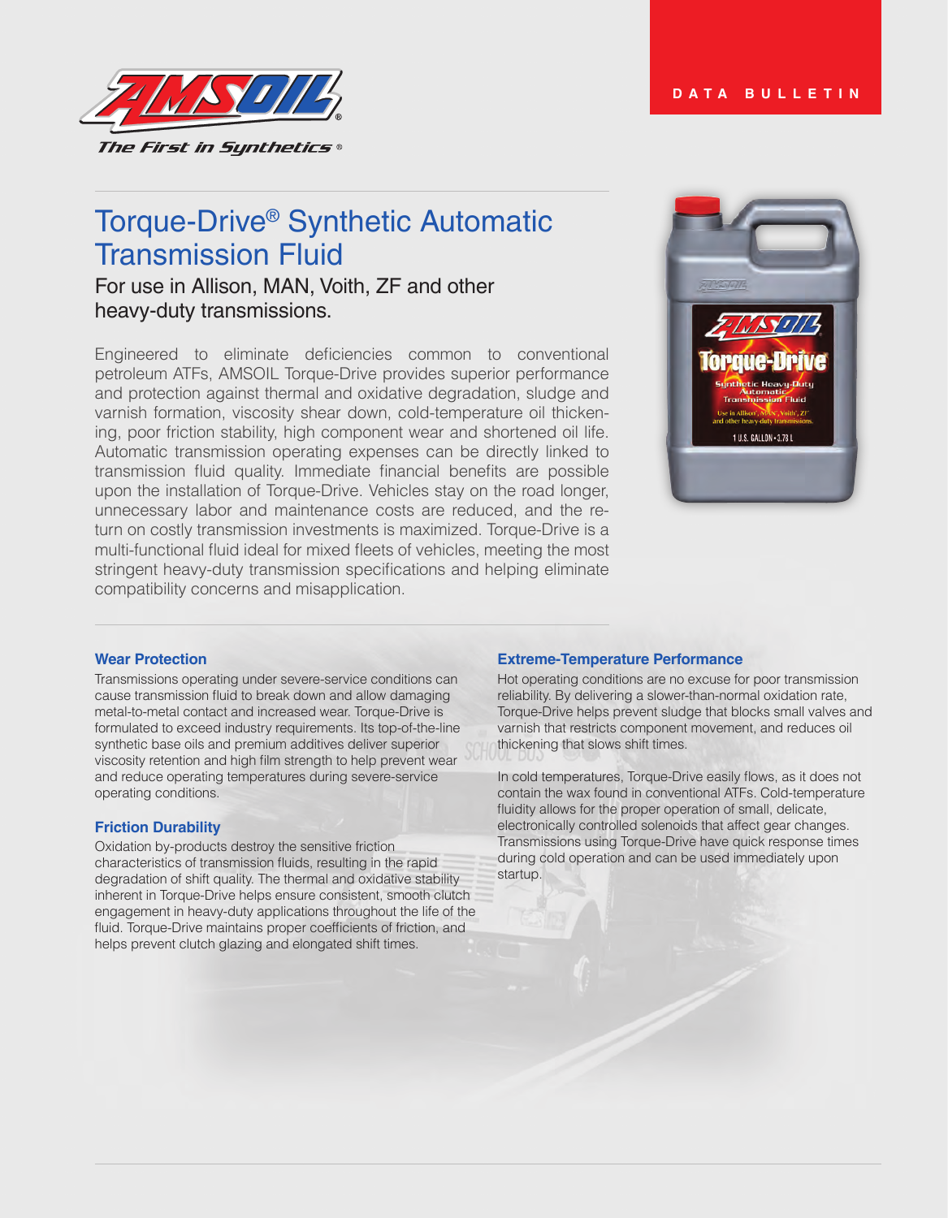DATA BULLETIN

# Torque-Drive® Synthetic Automatic Transmission Fluid

## For use in Allison, MAN, Voith, ZF and other heavy-duty transmissions.

Engineered to eliminate deficiencies common to conventional petroleum ATFs, AMSOIL Torque-Drive provides superior performance and protection against thermal and oxidative degradation, sludge and varnish formation, viscosity shear down, cold-temperature oil thickening, poor friction stability, high component wear and shortened oil life. Automatic transmission operating expenses can be directly linked to transmission fluid quality. Immediate financial benefits are possible upon the installation of Torque-Drive. Vehicles stay on the road longer, unnecessary labor and maintenance costs are reduced, and the return on costly transmission investments is maximized. Torque-Drive is a multi-functional fluid ideal for mixed fleets of vehicles, meeting the most stringent heavy-duty transmission specifications and helping eliminate compatibility concerns and misapplication.

### Wear Protection

Transmissions operating under severe-service conditions can cause transmission fluid to break down and allow damaging metal-to-metal contact and increased wear. Torque-Drive is formulated to exceed industry requirements. Its top-of-the-line synthetic base oils and premium additives deliver superior viscosity retention and high film strength to help prevent wear and reduce operating temperatures during severe-service operating conditions.

### Friction Durability

Oxidation by-products destroy the sensitive friction characteristics of transmission fluids, resulting in the rapid degradation of shift quality. The thermal and oxidative stability inherent in Torque-Drive helps ensure consistent, smooth clutch engagement in heavy-duty applications throughout the life of the fluid. Torque-Drive maintains proper coefficients of friction, and helps prevent clutch glazing and elongated shift times.

### Extreme-Temperature Performance

Hot operating conditions are no excuse for poor transmission reliability. By delivering a slower-than-normal oxidation rate, Torque-Drive helps prevent sludge that blocks small valves and varnish that restricts component movement, and reduces oil thickening that slows shift times.

In cold temperatures, Torque-Drive easily flows, as it does not contain the wax found in conventional ATFs. Cold-temperature fluidity allows for the proper operation of small, delicate, electronically controlled solenoids that affect gear changes. Transmissions using Torque-Drive have quick response times during cold operation and can be used immediately upon startup.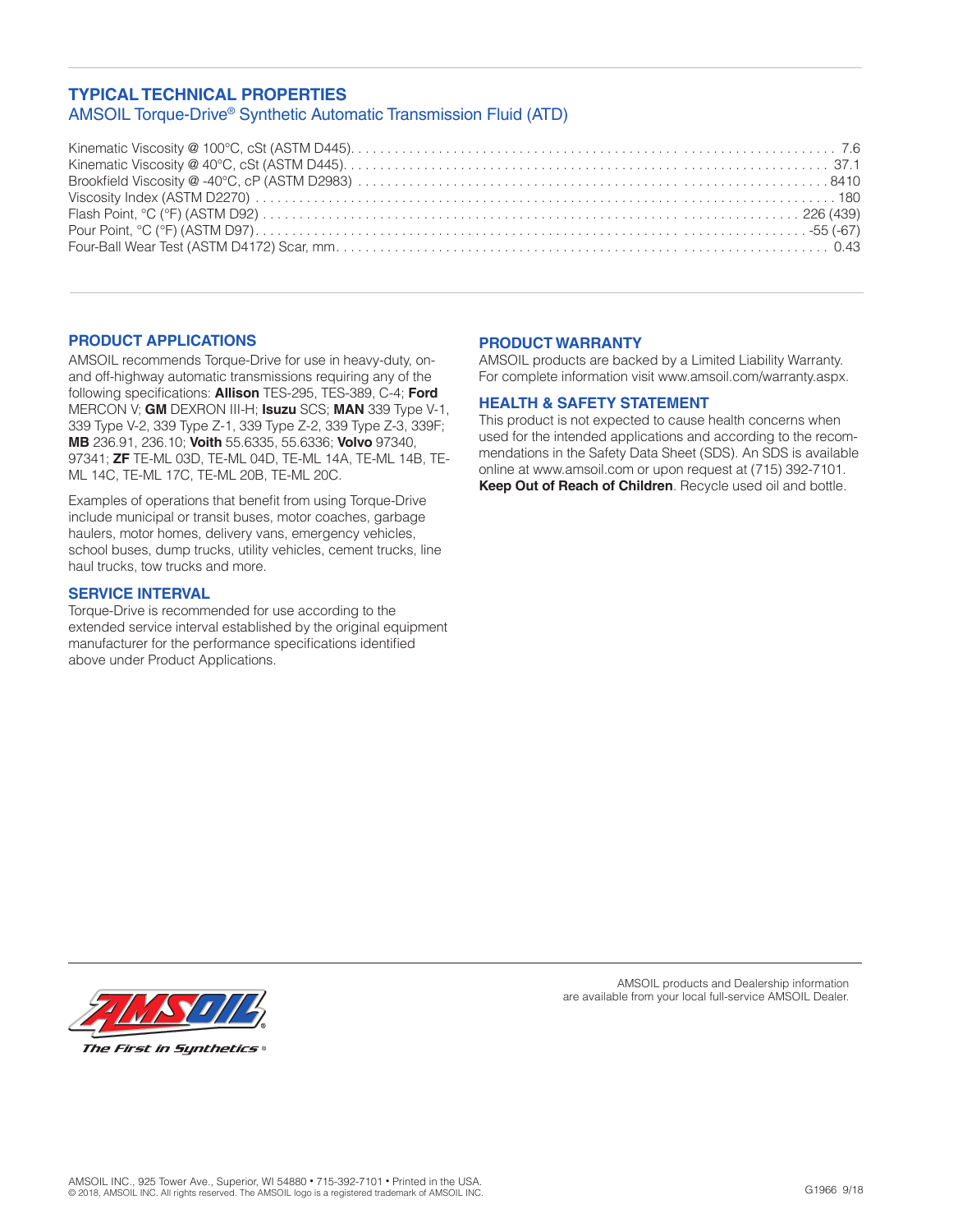## TYPICAL TECHNICAL PROPERTIES

### AMSOIL Torque-Drive® Synthetic Automatic Transmission Fluid (ATD)

| | |
|---|---|
| Kinematic Viscosity @ 100°C, cSt (ASTM D445) | 7.6 |
| Kinematic Viscosity @ 40°C, cSt (ASTM D445) | 37.1 |
| Brookfield Viscosity @ -40°C, cP (ASTM D2983) | 8410 |
| Viscosity Index (ASTM D2270) | 180 |
| Flash Point, °C (°F) (ASTM D92) | 226 (439) |
| Pour Point, °C (°F) (ASTM D97) | -55 (-67) |
| Four-Ball Wear Test (ASTM D4172) Scar, mm | 0.43 |

## PRODUCT APPLICATIONS

AMSOIL recommends Torque-Drive for use in heavy-duty, on- and off-highway automatic transmissions requiring any of the following specifications: **Allison** TES-295, TES-389, C-4; **Ford** MERCON V; **GM** DEXRON III-H; **Isuzu** SCS; **MAN** 339 Type V-1, 339 Type V-2, 339 Type Z-1, 339 Type Z-2, 339 Type Z-3, 339F; **MB** 236.91, 236.10; **Voith** 55.6335, 55.6336; **Volvo** 97340, 97341; **ZF** TE-ML 03D, TE-ML 04D, TE-ML 14A, TE-ML 14B, TE-ML 14C, TE-ML 17C, TE-ML 20B, TE-ML 20C.

Examples of operations that benefit from using Torque-Drive include municipal or transit buses, motor coaches, garbage haulers, motor homes, delivery vans, emergency vehicles, school buses, dump trucks, utility vehicles, cement trucks, line haul trucks, tow trucks and more.

## SERVICE INTERVAL

Torque-Drive is recommended for use according to the extended service interval established by the original equipment manufacturer for the performance specifications identified above under Product Applications.

## PRODUCT WARRANTY

AMSOIL products are backed by a Limited Liability Warranty. For complete information visit www.amsoil.com/warranty.aspx.

## HEALTH & SAFETY STATEMENT

This product is not expected to cause health concerns when used for the intended applications and according to the recommendations in the Safety Data Sheet (SDS). An SDS is available online at www.amsoil.com or upon request at (715) 392-7101. **Keep Out of Reach of Children**. Recycle used oil and bottle.

AMSOIL

*The First in Synthetics®*

AMSOIL products and Dealership information are available from your local full-service AMSOIL Dealer.

AMSOIL INC., 925 Tower Ave., Superior, WI 54880 • 715-392-7101 • Printed in the USA.
© 2018, AMSOIL INC. All rights reserved. The AMSOIL logo is a registered trademark of AMSOIL INC.

G1966 9/18